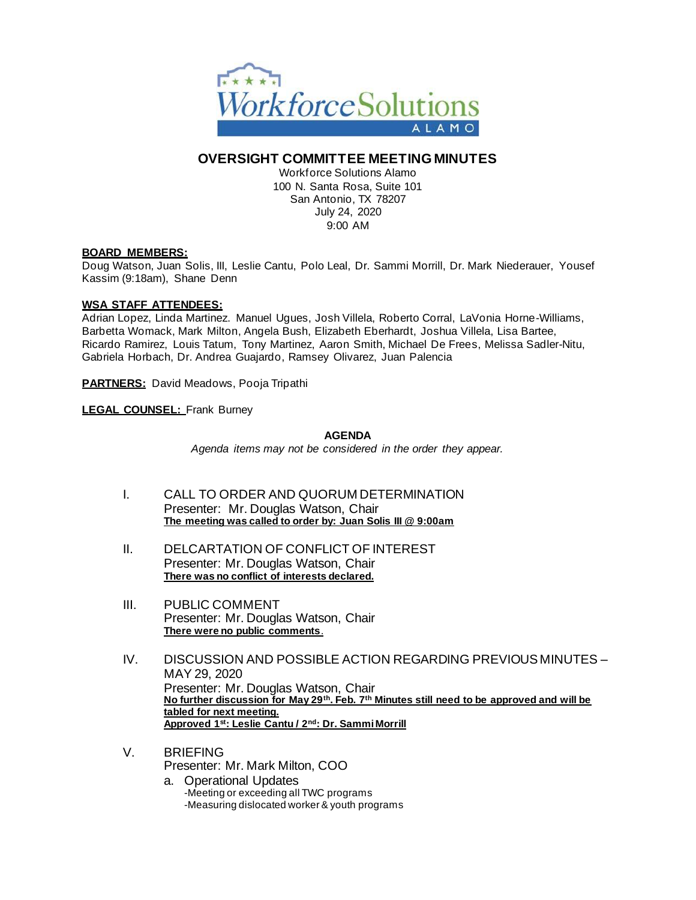Workforce Solutions ALAMO

# OVERSIGHT COMMITTEE MEETING MINUTES

Workforce Solutions Alamo
100 N. Santa Rosa, Suite 101
San Antonio, TX 78207
July 24, 2020
9:00 AM

**BOARD MEMBERS:**
Doug Watson, Juan Solis, III, Leslie Cantu, Polo Leal, Dr. Sammi Morrill, Dr. Mark Niederauer, Yousef Kassim (9:18am), Shane Denn

**WSA STAFF ATTENDEES:**
Adrian Lopez, Linda Martinez. Manuel Ugues, Josh Villela, Roberto Corral, LaVonia Horne-Williams, Barbetta Womack, Mark Milton, Angela Bush, Elizabeth Eberhardt, Joshua Villela, Lisa Bartee, Ricardo Ramirez, Louis Tatum, Tony Martinez, Aaron Smith, Michael De Frees, Melissa Sadler-Nitu, Gabriela Horbach, Dr. Andrea Guajardo, Ramsey Olivarez, Juan Palencia

**PARTNERS:** David Meadows, Pooja Tripathi

**LEGAL COUNSEL:** Frank Burney

**AGENDA**

*Agenda items may not be considered in the order they appear.*

I. CALL TO ORDER AND QUORUM DETERMINATION
Presenter: Mr. Douglas Watson, Chair
**The meeting was called to order by: Juan Solis III @ 9:00am**

II. DELCARTATION OF CONFLICT OF INTEREST
Presenter: Mr. Douglas Watson, Chair
**There was no conflict of interests declared.**

III. PUBLIC COMMENT
Presenter: Mr. Douglas Watson, Chair
**There were no public comments.**

IV. DISCUSSION AND POSSIBLE ACTION REGARDING PREVIOUS MINUTES – MAY 29, 2020
Presenter: Mr. Douglas Watson, Chair
**No further discussion for May 29th. Feb. 7th Minutes still need to be approved and will be tabled for next meeting.**
**Approved 1st: Leslie Cantu / 2nd: Dr. Sammi Morrill**

V. BRIEFING
Presenter: Mr. Mark Milton, COO

a. Operational Updates
-Meeting or exceeding all TWC programs
-Measuring dislocated worker & youth programs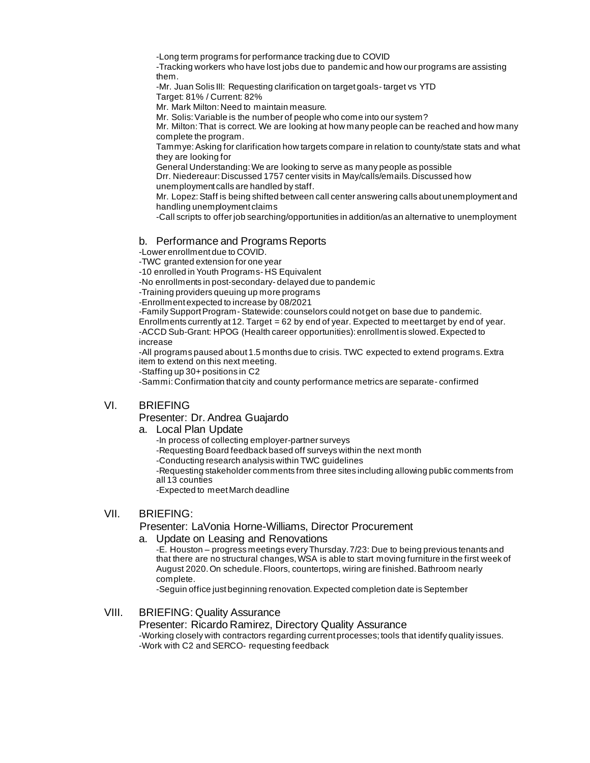-Long term programs for performance tracking due to COVID

-Tracking workers who have lost jobs due to pandemic and how our programs are assisting them.

-Mr. Juan Solis III: Requesting clarification on target goals- target vs YTD

Target: 81% / Current: 82%

Mr. Mark Milton: Need to maintain measure.

Mr. Solis: Variable is the number of people who come into our system?

Mr. Milton: That is correct. We are looking at how many people can be reached and how many complete the program.

Tammye: Asking for clarification how targets compare in relation to county/state stats and what they are looking for

General Understanding: We are looking to serve as many people as possible

Drr. Niedereaur: Discussed 1757 center visits in May/calls/emails. Discussed how unemployment calls are handled by staff.

Mr. Lopez: Staff is being shifted between call center answering calls about unemployment and handling unemployment claims

-Call scripts to offer job searching/opportunities in addition/as an alternative to unemployment

### b. Performance and Programs Reports

-Lower enrollment due to COVID.

-TWC granted extension for one year

-10 enrolled in Youth Programs- HS Equivalent

-No enrollments in post-secondary- delayed due to pandemic

-Training providers queuing up more programs

-Enrollment expected to increase by 08/2021

-Family Support Program- Statewide: counselors could not get on base due to pandemic. Enrollments currently at 12. Target = 62 by end of year. Expected to meet target by end of year.

-ACCD Sub-Grant: HPOG (Health career opportunities): enrollment is slowed. Expected to increase

-All programs paused about 1.5 months due to crisis. TWC expected to extend programs. Extra item to extend on this next meeting.

-Staffing up 30+ positions in C2

-Sammi: Confirmation that city and county performance metrics are separate- confirmed

## VI. BRIEFING

Presenter: Dr. Andrea Guajardo

### a. Local Plan Update

-In process of collecting employer-partner surveys

-Requesting Board feedback based off surveys within the next month

-Conducting research analysis within TWC guidelines

-Requesting stakeholder comments from three sites including allowing public comments from all 13 counties

-Expected to meet March deadline

## VII. BRIEFING:

Presenter: LaVonia Horne-Williams, Director Procurement

### a. Update on Leasing and Renovations

-E. Houston – progress meetings every Thursday. 7/23: Due to being previous tenants and that there are no structural changes, WSA is able to start moving furniture in the first week of August 2020. On schedule. Floors, countertops, wiring are finished. Bathroom nearly complete.

-Seguin office just beginning renovation. Expected completion date is September

## VIII. BRIEFING: Quality Assurance

Presenter: Ricardo Ramirez, Directory Quality Assurance

-Working closely with contractors regarding current processes; tools that identify quality issues.

-Work with C2 and SERCO- requesting feedback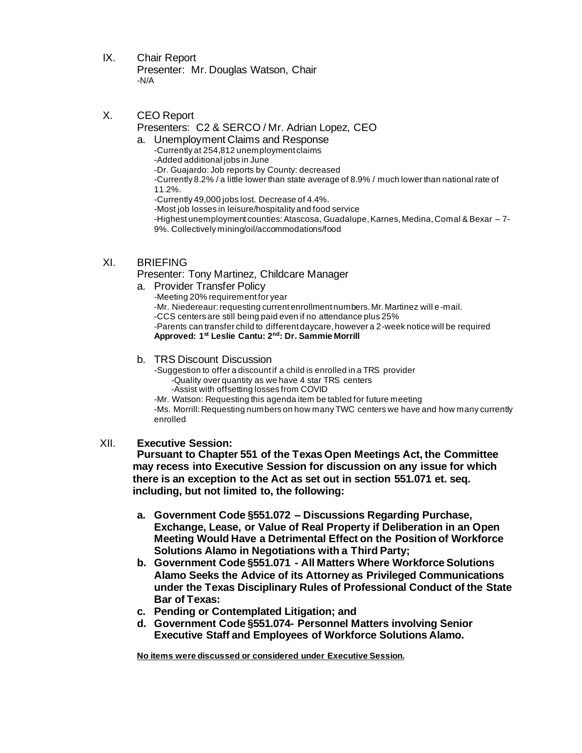IX. Chair Report
Presenter: Mr. Douglas Watson, Chair
-N/A

X. CEO Report
Presenters: C2 & SERCO / Mr. Adrian Lopez, CEO

a. Unemployment Claims and Response
-Currently at 254,812 unemployment claims
-Added additional jobs in June
-Dr. Guajardo: Job reports by County: decreased
-Currently 8.2% / a little lower than state average of 8.9% / much lower than national rate of 11.2%.
-Currently 49,000 jobs lost. Decrease of 4.4%.
-Most job losses in leisure/hospitality and food service
-Highest unemployment counties: Atascosa, Guadalupe, Karnes, Medina, Comal & Bexar – 7-9%. Collectively mining/oil/accommodations/food

XI. BRIEFING
Presenter: Tony Martinez, Childcare Manager

a. Provider Transfer Policy
-Meeting 20% requirement for year
-Mr. Niedereaur: requesting current enrollment numbers. Mr. Martinez will e-mail.
-CCS centers are still being paid even if no attendance plus 25%
-Parents can transfer child to different daycare, however a 2-week notice will be required
**Approved: 1st Leslie Cantu: 2nd: Dr. Sammie Morrill**

b. TRS Discount Discussion
-Suggestion to offer a discount if a child is enrolled in a TRS provider
  -Quality over quantity as we have 4 star TRS centers
  -Assist with offsetting losses from COVID
-Mr. Watson: Requesting this agenda item be tabled for future meeting
-Ms. Morrill: Requesting numbers on how many TWC centers we have and how many currently enrolled

XII. **Executive Session:**
**Pursuant to Chapter 551 of the Texas Open Meetings Act, the Committee may recess into Executive Session for discussion on any issue for which there is an exception to the Act as set out in section 551.071 et. seq. including, but not limited to, the following:**

**a. Government Code §551.072 – Discussions Regarding Purchase, Exchange, Lease, or Value of Real Property if Deliberation in an Open Meeting Would Have a Detrimental Effect on the Position of Workforce Solutions Alamo in Negotiations with a Third Party;**
**b. Government Code §551.071 - All Matters Where Workforce Solutions Alamo Seeks the Advice of its Attorney as Privileged Communications under the Texas Disciplinary Rules of Professional Conduct of the State Bar of Texas:**
**c. Pending or Contemplated Litigation; and**
**d. Government Code §551.074- Personnel Matters involving Senior Executive Staff and Employees of Workforce Solutions Alamo.**

**No items were discussed or considered under Executive Session.**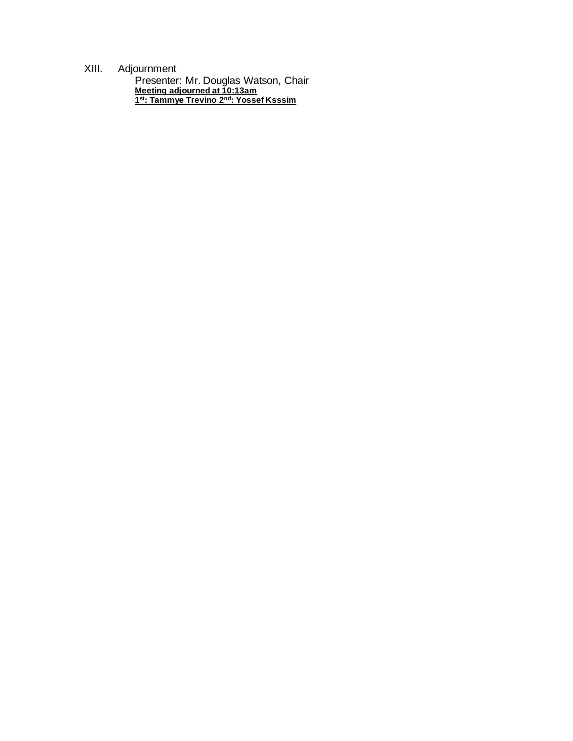XIII. Adjournment

Presenter: Mr. Douglas Watson, Chair

**Meeting adjourned at 10:13am**

**1st: Tammye Trevino 2nd: Yossef Ksssim**